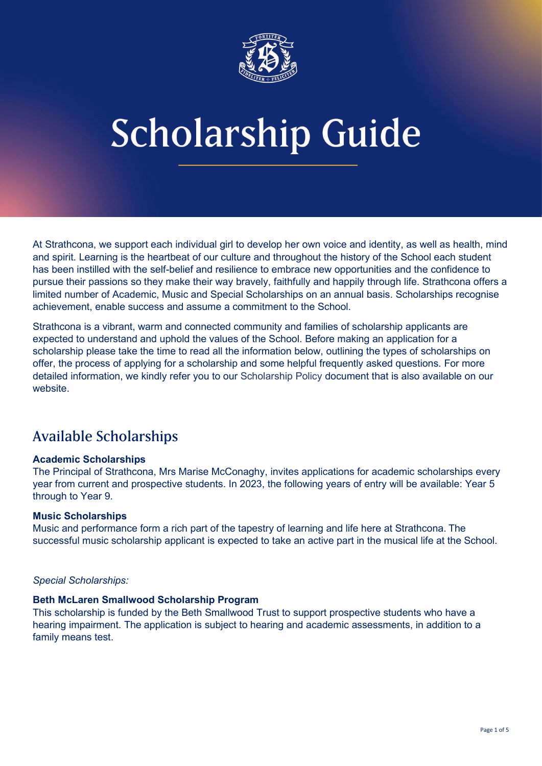# Scholarship Guide

At Strathcona, we support each individual girl to develop her own voice and identity, as well as health, mind and spirit. Learning is the heartbeat of our culture and throughout the history of the School each student has been instilled with the self-belief and resilience to embrace new opportunities and the confidence to pursue their passions so they make their way bravely, faithfully and happily through life. Strathcona offers a limited number of Academic, Music and Special Scholarships on an annual basis. Scholarships recognise achievement, enable success and assume a commitment to the School.

Strathcona is a vibrant, warm and connected community and families of scholarship applicants are expected to understand and uphold the values of the School. Before making an application for a scholarship please take the time to read all the information below, outlining the types of scholarships on offer, the process of applying for a scholarship and some helpful frequently asked questions. For more detailed information, we kindly refer you to our Scholarship Policy document that is also available on our website.

## Available Scholarships

**Academic Scholarships**
The Principal of Strathcona, Mrs Marise McConaghy, invites applications for academic scholarships every year from current and prospective students. In 2023, the following years of entry will be available: Year 5 through to Year 9.

**Music Scholarships**
Music and performance form a rich part of the tapestry of learning and life here at Strathcona. The successful music scholarship applicant is expected to take an active part in the musical life at the School.

*Special Scholarships:*

**Beth McLaren Smallwood Scholarship Program**
This scholarship is funded by the Beth Smallwood Trust to support prospective students who have a hearing impairment. The application is subject to hearing and academic assessments, in addition to a family means test.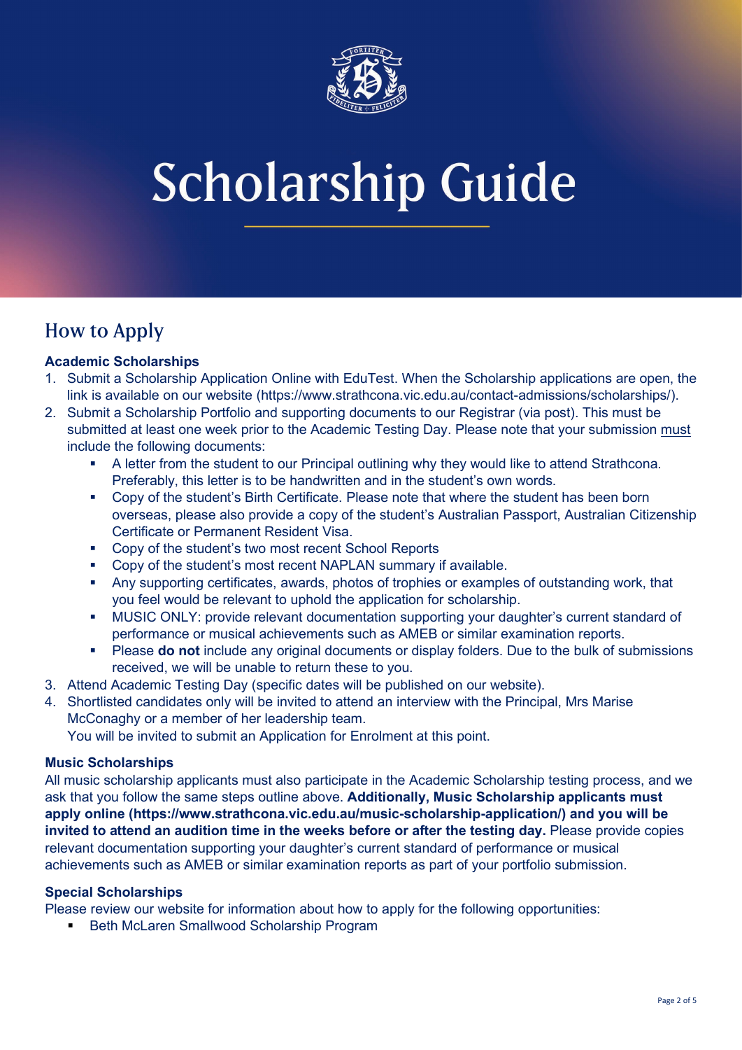# Scholarship Guide

## How to Apply

**Academic Scholarships**

1. Submit a Scholarship Application Online with EduTest. When the Scholarship applications are open, the link is available on our website (https://www.strathcona.vic.edu.au/contact-admissions/scholarships/).
2. Submit a Scholarship Portfolio and supporting documents to our Registrar (via post). This must be submitted at least one week prior to the Academic Testing Day. Please note that your submission must include the following documents:
   - A letter from the student to our Principal outlining why they would like to attend Strathcona. Preferably, this letter is to be handwritten and in the student's own words.
   - Copy of the student's Birth Certificate. Please note that where the student has been born overseas, please also provide a copy of the student's Australian Passport, Australian Citizenship Certificate or Permanent Resident Visa.
   - Copy of the student's two most recent School Reports
   - Copy of the student's most recent NAPLAN summary if available.
   - Any supporting certificates, awards, photos of trophies or examples of outstanding work, that you feel would be relevant to uphold the application for scholarship.
   - MUSIC ONLY: provide relevant documentation supporting your daughter's current standard of performance or musical achievements such as AMEB or similar examination reports.
   - Please **do not** include any original documents or display folders. Due to the bulk of submissions received, we will be unable to return these to you.
3. Attend Academic Testing Day (specific dates will be published on our website).
4. Shortlisted candidates only will be invited to attend an interview with the Principal, Mrs Marise McConaghy or a member of her leadership team.
   You will be invited to submit an Application for Enrolment at this point.

**Music Scholarships**

All music scholarship applicants must also participate in the Academic Scholarship testing process, and we ask that you follow the same steps outline above. **Additionally, Music Scholarship applicants must apply online (https://www.strathcona.vic.edu.au/music-scholarship-application/) and you will be invited to attend an audition time in the weeks before or after the testing day.** Please provide copies relevant documentation supporting your daughter's current standard of performance or musical achievements such as AMEB or similar examination reports as part of your portfolio submission.

**Special Scholarships**

Please review our website for information about how to apply for the following opportunities:

- Beth McLaren Smallwood Scholarship Program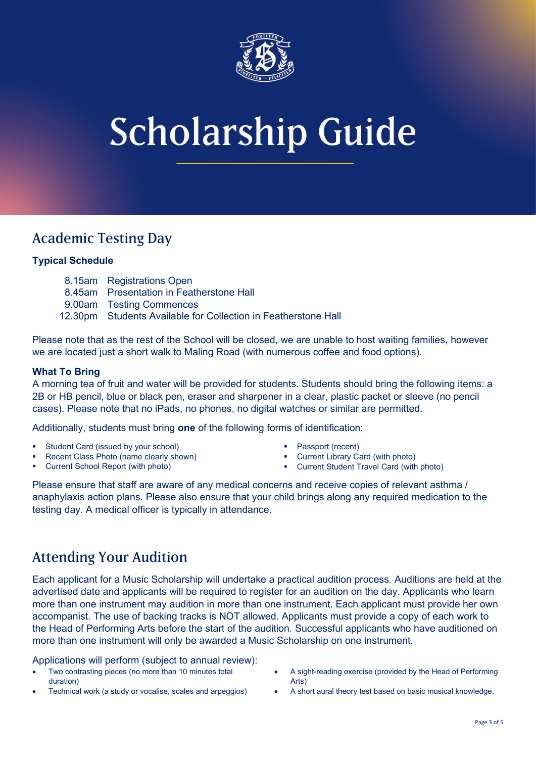# Scholarship Guide

## Academic Testing Day

**Typical Schedule**

| | |
|---|---|
| 8.15am | Registrations Open |
| 8.45am | Presentation in Featherstone Hall |
| 9.00am | Testing Commences |
| 12.30pm | Students Available for Collection in Featherstone Hall |

Please note that as the rest of the School will be closed, we are unable to host waiting families, however we are located just a short walk to Maling Road (with numerous coffee and food options).

**What To Bring**

A morning tea of fruit and water will be provided for students. Students should bring the following items: a 2B or HB pencil, blue or black pen, eraser and sharpener in a clear, plastic packet or sleeve (no pencil cases). Please note that no iPads, no phones, no digital watches or similar are permitted.

Additionally, students must bring **one** of the following forms of identification:

- Student Card (issued by your school)
- Recent Class Photo (name clearly shown)
- Current School Report (with photo)
- Passport (recent)
- Current Library Card (with photo)
- Current Student Travel Card (with photo)

Please ensure that staff are aware of any medical concerns and receive copies of relevant asthma / anaphylaxis action plans. Please also ensure that your child brings along any required medication to the testing day. A medical officer is typically in attendance.

## Attending Your Audition

Each applicant for a Music Scholarship will undertake a practical audition process. Auditions are held at the advertised date and applicants will be required to register for an audition on the day. Applicants who learn more than one instrument may audition in more than one instrument. Each applicant must provide her own accompanist. The use of backing tracks is NOT allowed. Applicants must provide a copy of each work to the Head of Performing Arts before the start of the audition. Successful applicants who have auditioned on more than one instrument will only be awarded a Music Scholarship on one instrument.

Applications will perform (subject to annual review):

- Two contrasting pieces (no more than 10 minutes total duration)
- Technical work (a study or vocalise, scales and arpeggios)
- A sight-reading exercise (provided by the Head of Performing Arts)
- A short aural theory test based on basic musical knowledge.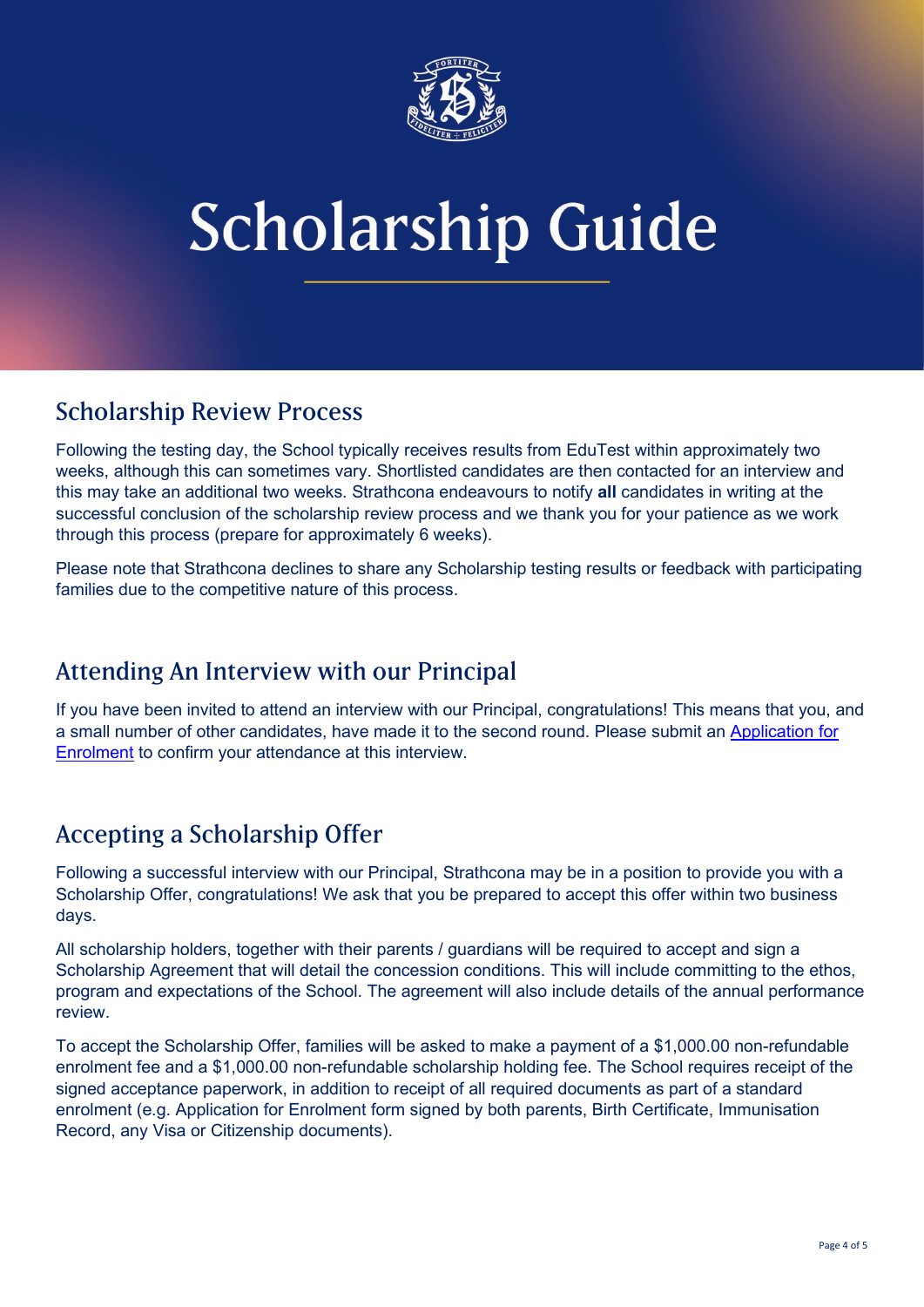# Scholarship Guide

## Scholarship Review Process

Following the testing day, the School typically receives results from EduTest within approximately two weeks, although this can sometimes vary. Shortlisted candidates are then contacted for an interview and this may take an additional two weeks. Strathcona endeavours to notify **all** candidates in writing at the successful conclusion of the scholarship review process and we thank you for your patience as we work through this process (prepare for approximately 6 weeks).

Please note that Strathcona declines to share any Scholarship testing results or feedback with participating families due to the competitive nature of this process.

## Attending An Interview with our Principal

If you have been invited to attend an interview with our Principal, congratulations! This means that you, and a small number of other candidates, have made it to the second round. Please submit an Application for Enrolment to confirm your attendance at this interview.

## Accepting a Scholarship Offer

Following a successful interview with our Principal, Strathcona may be in a position to provide you with a Scholarship Offer, congratulations! We ask that you be prepared to accept this offer within two business days.

All scholarship holders, together with their parents / guardians will be required to accept and sign a Scholarship Agreement that will detail the concession conditions. This will include committing to the ethos, program and expectations of the School. The agreement will also include details of the annual performance review.

To accept the Scholarship Offer, families will be asked to make a payment of a $1,000.00 non-refundable enrolment fee and a $1,000.00 non-refundable scholarship holding fee. The School requires receipt of the signed acceptance paperwork, in addition to receipt of all required documents as part of a standard enrolment (e.g. Application for Enrolment form signed by both parents, Birth Certificate, Immunisation Record, any Visa or Citizenship documents).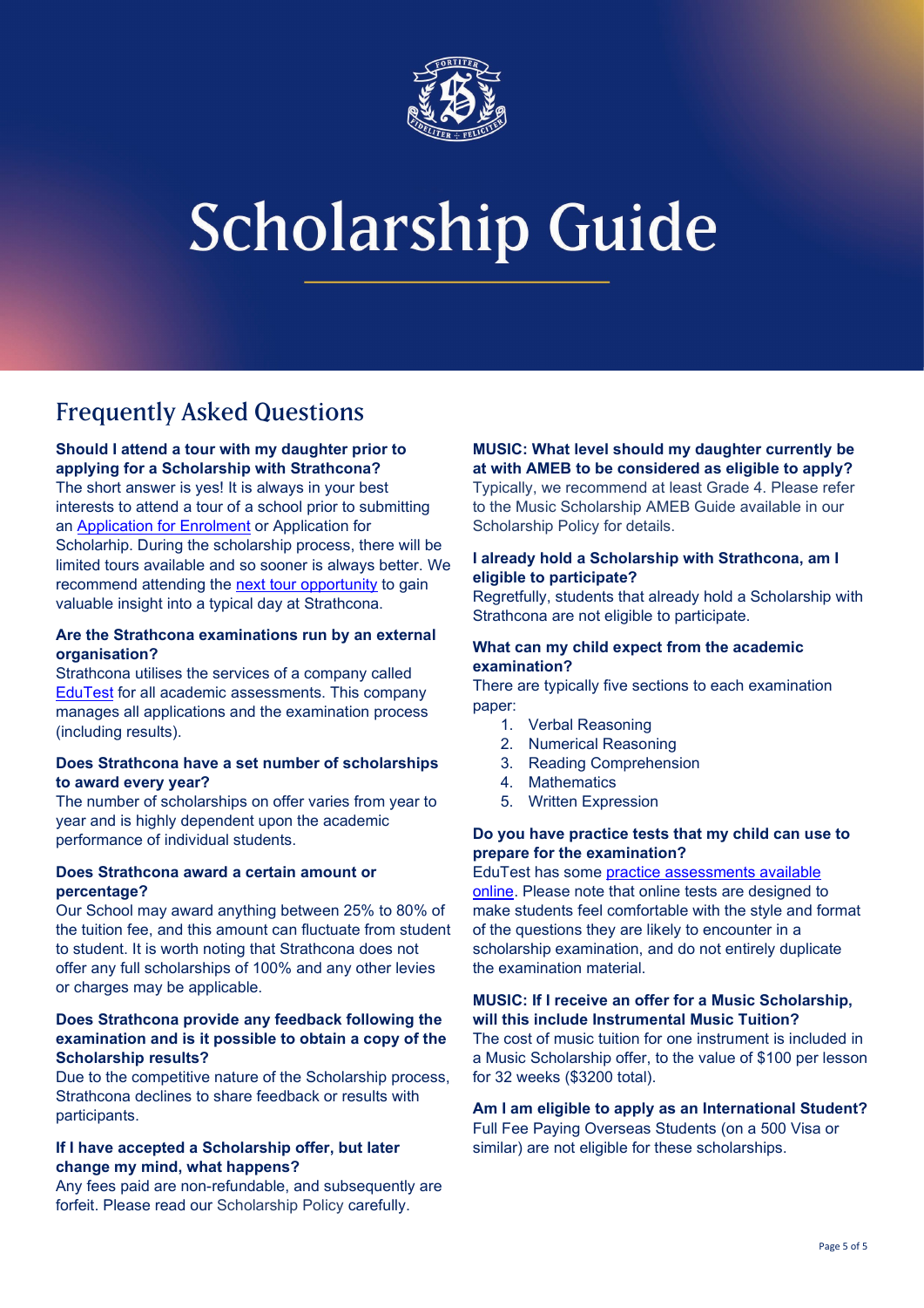# Scholarship Guide

## Frequently Asked Questions

**Should I attend a tour with my daughter prior to applying for a Scholarship with Strathcona?**
The short answer is yes! It is always in your best interests to attend a tour of a school prior to submitting an Application for Enrolment or Application for Scholarhip. During the scholarship process, there will be limited tours available and so sooner is always better. We recommend attending the next tour opportunity to gain valuable insight into a typical day at Strathcona.

**Are the Strathcona examinations run by an external organisation?**
Strathcona utilises the services of a company called EduTest for all academic assessments. This company manages all applications and the examination process (including results).

**Does Strathcona have a set number of scholarships to award every year?**
The number of scholarships on offer varies from year to year and is highly dependent upon the academic performance of individual students.

**Does Strathcona award a certain amount or percentage?**
Our School may award anything between 25% to 80% of the tuition fee, and this amount can fluctuate from student to student. It is worth noting that Strathcona does not offer any full scholarships of 100% and any other levies or charges may be applicable.

**Does Strathcona provide any feedback following the examination and is it possible to obtain a copy of the Scholarship results?**
Due to the competitive nature of the Scholarship process, Strathcona declines to share feedback or results with participants.

**If I have accepted a Scholarship offer, but later change my mind, what happens?**
Any fees paid are non-refundable, and subsequently are forfeit. Please read our Scholarship Policy carefully.

**MUSIC: What level should my daughter currently be at with AMEB to be considered as eligible to apply?**
Typically, we recommend at least Grade 4. Please refer to the Music Scholarship AMEB Guide available in our Scholarship Policy for details.

**I already hold a Scholarship with Strathcona, am I eligible to participate?**
Regretfully, students that already hold a Scholarship with Strathcona are not eligible to participate.

**What can my child expect from the academic examination?**
There are typically five sections to each examination paper:

1. Verbal Reasoning
2. Numerical Reasoning
3. Reading Comprehension
4. Mathematics
5. Written Expression

**Do you have practice tests that my child can use to prepare for the examination?**
EduTest has some practice assessments available online. Please note that online tests are designed to make students feel comfortable with the style and format of the questions they are likely to encounter in a scholarship examination, and do not entirely duplicate the examination material.

**MUSIC: If I receive an offer for a Music Scholarship, will this include Instrumental Music Tuition?**
The cost of music tuition for one instrument is included in a Music Scholarship offer, to the value of $100 per lesson for 32 weeks ($3200 total).

**Am I am eligible to apply as an International Student?**
Full Fee Paying Overseas Students (on a 500 Visa or similar) are not eligible for these scholarships.